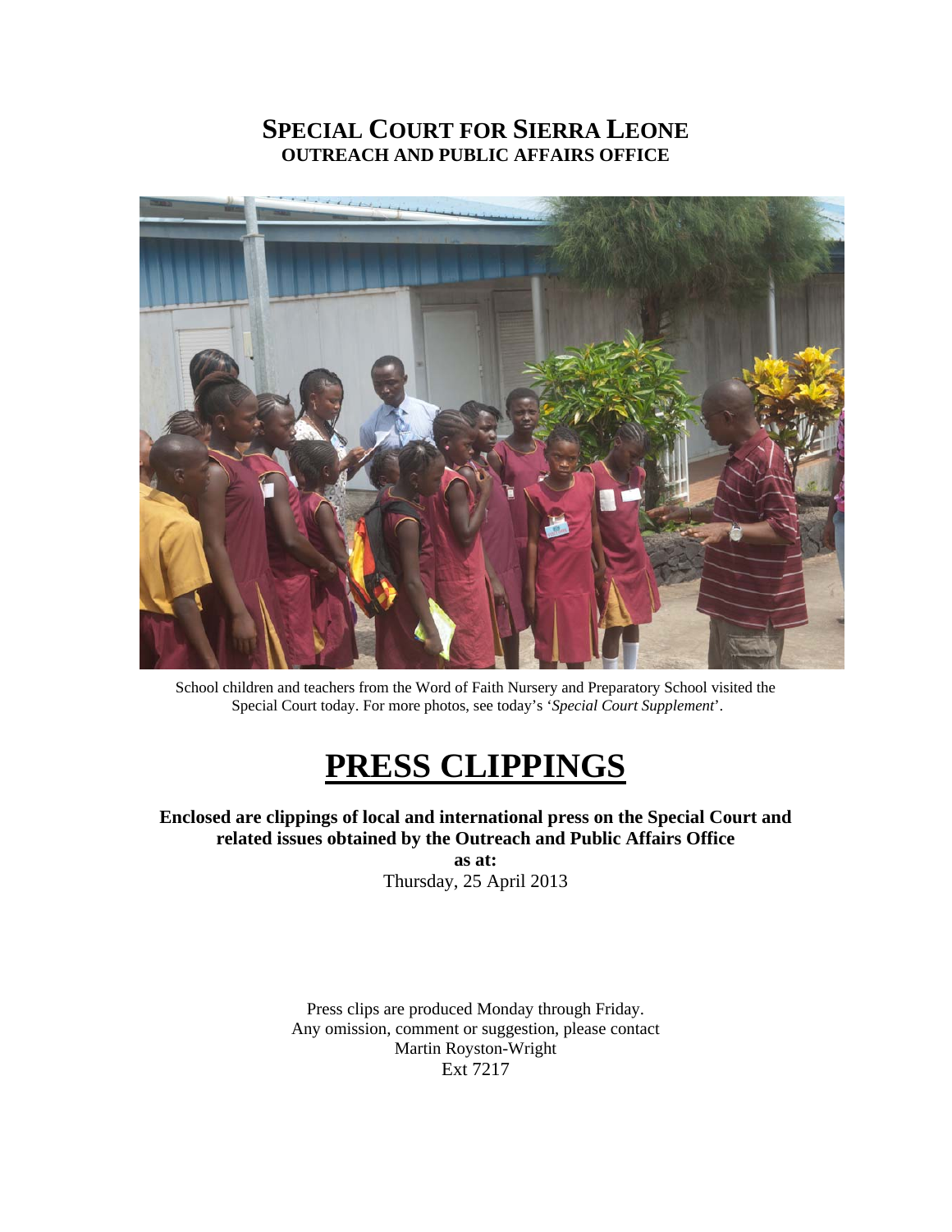# SPECIAL COURT FOR SIERRA LEONE
## OUTREACH AND PUBLIC AFFAIRS OFFICE

School children and teachers from the Word of Faith Nursery and Preparatory School visited the Special Court today. For more photos, see today's '*Special Court Supplement*'.

# PRESS CLIPPINGS

**Enclosed are clippings of local and international press on the Special Court and related issues obtained by the Outreach and Public Affairs Office**

**as at:**

Thursday, 25 April 2013

Press clips are produced Monday through Friday.
Any omission, comment or suggestion, please contact
Martin Royston-Wright
Ext 7217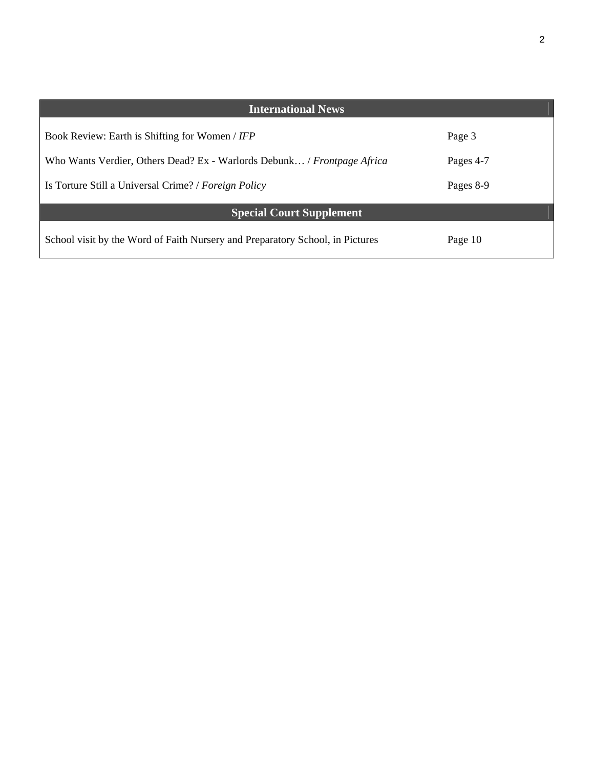| International News | |
|---|---|
| Book Review: Earth is Shifting for Women / *IFP* | Page 3 |
| Who Wants Verdier, Others Dead? Ex - Warlords Debunk… / *Frontpage Africa* | Pages 4-7 |
| Is Torture Still a Universal Crime? / *Foreign Policy* | Pages 8-9 |
| **Special Court Supplement** | |
| School visit by the Word of Faith Nursery and Preparatory School, in Pictures | Page 10 |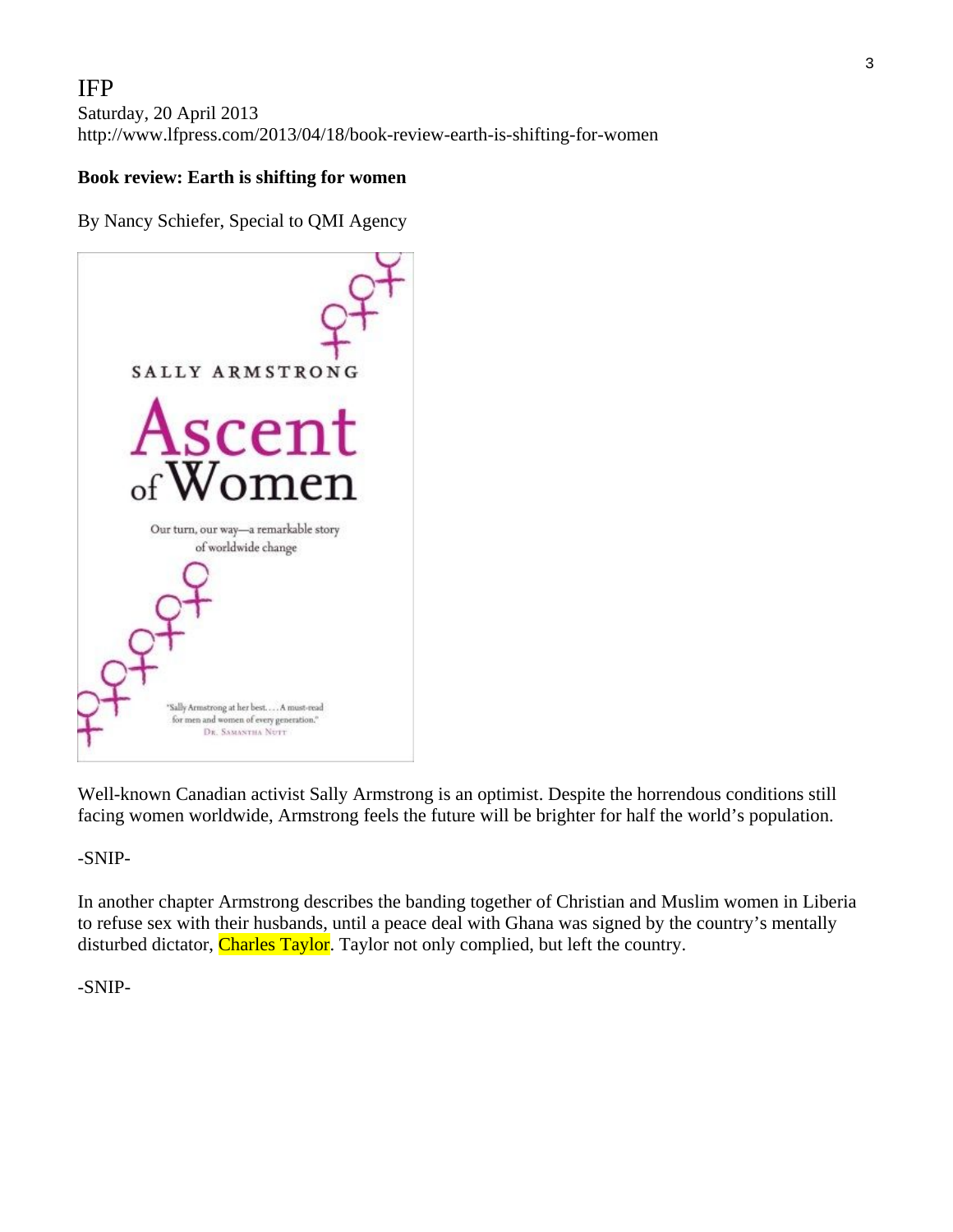IFP
Saturday, 20 April 2013
http://www.lfpress.com/2013/04/18/book-review-earth-is-shifting-for-women

**Book review: Earth is shifting for women**

By Nancy Schiefer, Special to QMI Agency

Well-known Canadian activist Sally Armstrong is an optimist. Despite the horrendous conditions still facing women worldwide, Armstrong feels the future will be brighter for half the world's population.

-SNIP-

In another chapter Armstrong describes the banding together of Christian and Muslim women in Liberia to refuse sex with their husbands, until a peace deal with Ghana was signed by the country's mentally disturbed dictator, Charles Taylor. Taylor not only complied, but left the country.

-SNIP-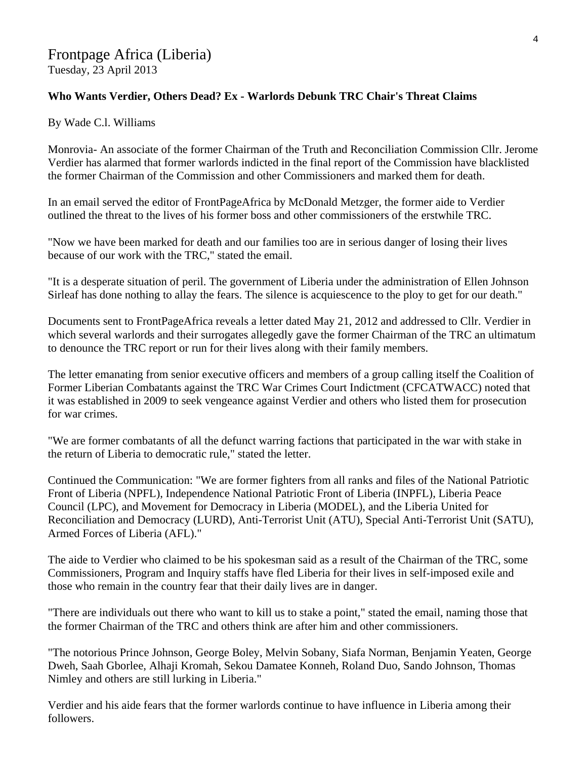# Frontpage Africa (Liberia)

Tuesday, 23 April 2013

**Who Wants Verdier, Others Dead? Ex - Warlords Debunk TRC Chair's Threat Claims**

By Wade C.l. Williams

Monrovia- An associate of the former Chairman of the Truth and Reconciliation Commission Cllr. Jerome Verdier has alarmed that former warlords indicted in the final report of the Commission have blacklisted the former Chairman of the Commission and other Commissioners and marked them for death.

In an email served the editor of FrontPageAfrica by McDonald Metzger, the former aide to Verdier outlined the threat to the lives of his former boss and other commissioners of the erstwhile TRC.

"Now we have been marked for death and our families too are in serious danger of losing their lives because of our work with the TRC," stated the email.

"It is a desperate situation of peril. The government of Liberia under the administration of Ellen Johnson Sirleaf has done nothing to allay the fears. The silence is acquiescence to the ploy to get for our death."

Documents sent to FrontPageAfrica reveals a letter dated May 21, 2012 and addressed to Cllr. Verdier in which several warlords and their surrogates allegedly gave the former Chairman of the TRC an ultimatum to denounce the TRC report or run for their lives along with their family members.

The letter emanating from senior executive officers and members of a group calling itself the Coalition of Former Liberian Combatants against the TRC War Crimes Court Indictment (CFCATWACC) noted that it was established in 2009 to seek vengeance against Verdier and others who listed them for prosecution for war crimes.

"We are former combatants of all the defunct warring factions that participated in the war with stake in the return of Liberia to democratic rule," stated the letter.

Continued the Communication: "We are former fighters from all ranks and files of the National Patriotic Front of Liberia (NPFL), Independence National Patriotic Front of Liberia (INPFL), Liberia Peace Council (LPC), and Movement for Democracy in Liberia (MODEL), and the Liberia United for Reconciliation and Democracy (LURD), Anti-Terrorist Unit (ATU), Special Anti-Terrorist Unit (SATU), Armed Forces of Liberia (AFL)."

The aide to Verdier who claimed to be his spokesman said as a result of the Chairman of the TRC, some Commissioners, Program and Inquiry staffs have fled Liberia for their lives in self-imposed exile and those who remain in the country fear that their daily lives are in danger.

"There are individuals out there who want to kill us to stake a point," stated the email, naming those that the former Chairman of the TRC and others think are after him and other commissioners.

"The notorious Prince Johnson, George Boley, Melvin Sobany, Siafa Norman, Benjamin Yeaten, George Dweh, Saah Gborlee, Alhaji Kromah, Sekou Damatee Konneh, Roland Duo, Sando Johnson, Thomas Nimley and others are still lurking in Liberia."

Verdier and his aide fears that the former warlords continue to have influence in Liberia among their followers.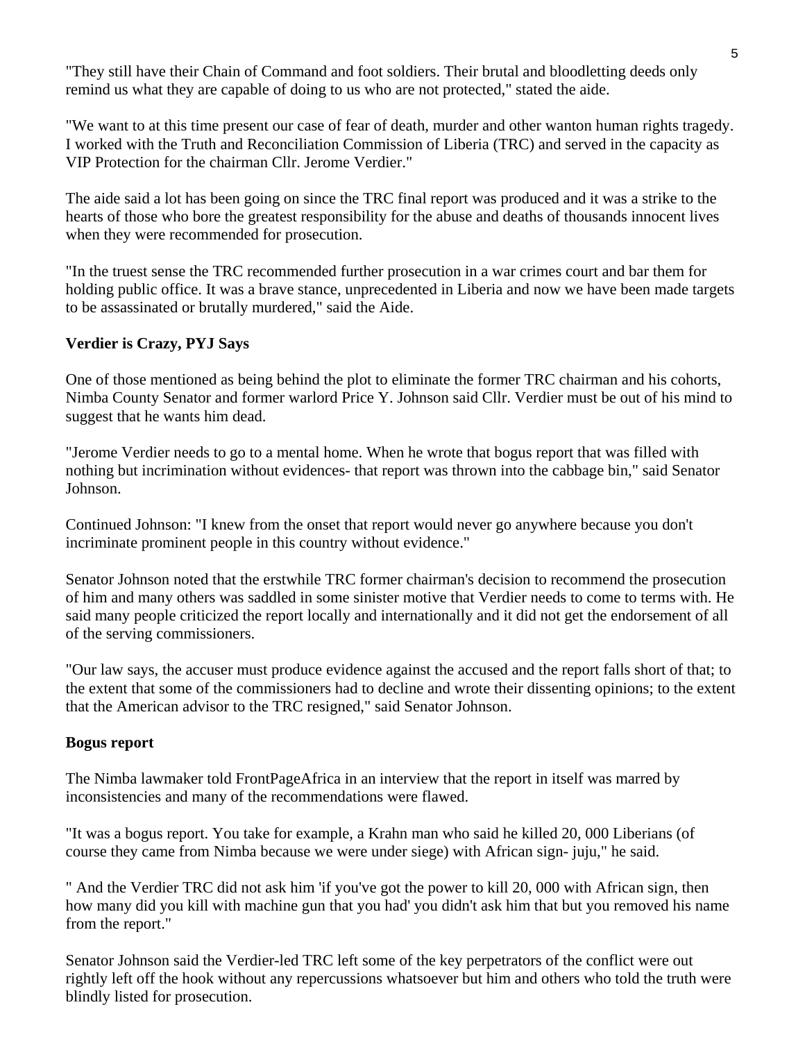"They still have their Chain of Command and foot soldiers. Their brutal and bloodletting deeds only remind us what they are capable of doing to us who are not protected," stated the aide.

"We want to at this time present our case of fear of death, murder and other wanton human rights tragedy. I worked with the Truth and Reconciliation Commission of Liberia (TRC) and served in the capacity as VIP Protection for the chairman Cllr. Jerome Verdier."

The aide said a lot has been going on since the TRC final report was produced and it was a strike to the hearts of those who bore the greatest responsibility for the abuse and deaths of thousands innocent lives when they were recommended for prosecution.

"In the truest sense the TRC recommended further prosecution in a war crimes court and bar them for holding public office. It was a brave stance, unprecedented in Liberia and now we have been made targets to be assassinated or brutally murdered," said the Aide.

**Verdier is Crazy, PYJ Says**

One of those mentioned as being behind the plot to eliminate the former TRC chairman and his cohorts, Nimba County Senator and former warlord Price Y. Johnson said Cllr. Verdier must be out of his mind to suggest that he wants him dead.

"Jerome Verdier needs to go to a mental home. When he wrote that bogus report that was filled with nothing but incrimination without evidences- that report was thrown into the cabbage bin," said Senator Johnson.

Continued Johnson: "I knew from the onset that report would never go anywhere because you don't incriminate prominent people in this country without evidence."

Senator Johnson noted that the erstwhile TRC former chairman's decision to recommend the prosecution of him and many others was saddled in some sinister motive that Verdier needs to come to terms with. He said many people criticized the report locally and internationally and it did not get the endorsement of all of the serving commissioners.

"Our law says, the accuser must produce evidence against the accused and the report falls short of that; to the extent that some of the commissioners had to decline and wrote their dissenting opinions; to the extent that the American advisor to the TRC resigned," said Senator Johnson.

**Bogus report**

The Nimba lawmaker told FrontPageAfrica in an interview that the report in itself was marred by inconsistencies and many of the recommendations were flawed.

"It was a bogus report. You take for example, a Krahn man who said he killed 20, 000 Liberians (of course they came from Nimba because we were under siege) with African sign- juju," he said.

" And the Verdier TRC did not ask him 'if you've got the power to kill 20, 000 with African sign, then how many did you kill with machine gun that you had' you didn't ask him that but you removed his name from the report."

Senator Johnson said the Verdier-led TRC left some of the key perpetrators of the conflict were out rightly left off the hook without any repercussions whatsoever but him and others who told the truth were blindly listed for prosecution.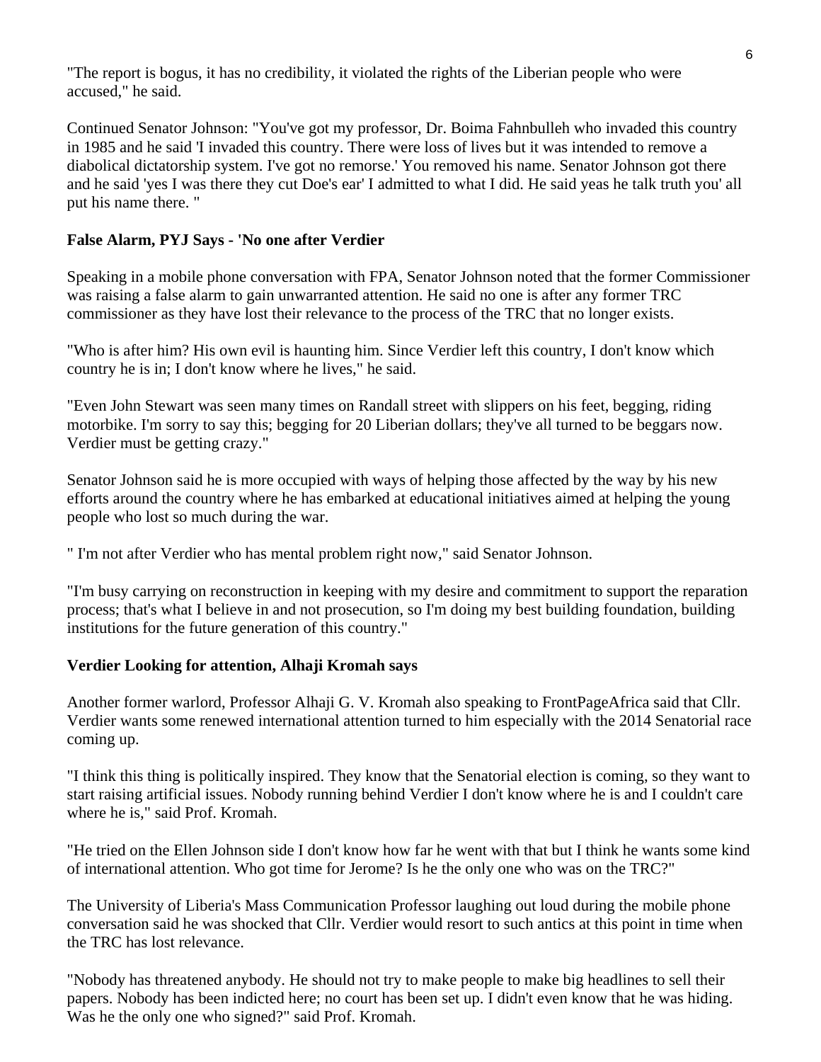"The report is bogus, it has no credibility, it violated the rights of the Liberian people who were accused," he said.

Continued Senator Johnson: "You've got my professor, Dr. Boima Fahnbulleh who invaded this country in 1985 and he said 'I invaded this country. There were loss of lives but it was intended to remove a diabolical dictatorship system. I've got no remorse.' You removed his name. Senator Johnson got there and he said 'yes I was there they cut Doe's ear' I admitted to what I did. He said yeas he talk truth you' all put his name there. "

**False Alarm, PYJ Says - 'No one after Verdier**

Speaking in a mobile phone conversation with FPA, Senator Johnson noted that the former Commissioner was raising a false alarm to gain unwarranted attention. He said no one is after any former TRC commissioner as they have lost their relevance to the process of the TRC that no longer exists.

"Who is after him? His own evil is haunting him. Since Verdier left this country, I don't know which country he is in; I don't know where he lives," he said.

"Even John Stewart was seen many times on Randall street with slippers on his feet, begging, riding motorbike. I'm sorry to say this; begging for 20 Liberian dollars; they've all turned to be beggars now. Verdier must be getting crazy."

Senator Johnson said he is more occupied with ways of helping those affected by the way by his new efforts around the country where he has embarked at educational initiatives aimed at helping the young people who lost so much during the war.

" I'm not after Verdier who has mental problem right now," said Senator Johnson.

"I'm busy carrying on reconstruction in keeping with my desire and commitment to support the reparation process; that's what I believe in and not prosecution, so I'm doing my best building foundation, building institutions for the future generation of this country."

**Verdier Looking for attention, Alhaji Kromah says**

Another former warlord, Professor Alhaji G. V. Kromah also speaking to FrontPageAfrica said that Cllr. Verdier wants some renewed international attention turned to him especially with the 2014 Senatorial race coming up.

"I think this thing is politically inspired. They know that the Senatorial election is coming, so they want to start raising artificial issues. Nobody running behind Verdier I don't know where he is and I couldn't care where he is," said Prof. Kromah.

"He tried on the Ellen Johnson side I don't know how far he went with that but I think he wants some kind of international attention. Who got time for Jerome? Is he the only one who was on the TRC?"

The University of Liberia's Mass Communication Professor laughing out loud during the mobile phone conversation said he was shocked that Cllr. Verdier would resort to such antics at this point in time when the TRC has lost relevance.

"Nobody has threatened anybody. He should not try to make people to make big headlines to sell their papers. Nobody has been indicted here; no court has been set up. I didn't even know that he was hiding. Was he the only one who signed?" said Prof. Kromah.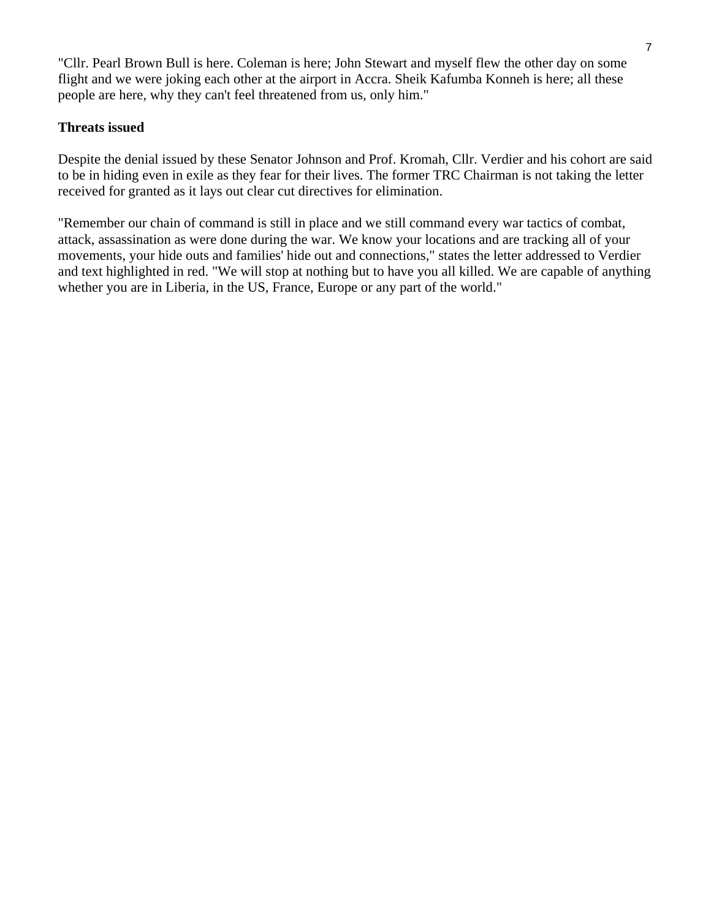"Cllr. Pearl Brown Bull is here. Coleman is here; John Stewart and myself flew the other day on some flight and we were joking each other at the airport in Accra. Sheik Kafumba Konneh is here; all these people are here, why they can't feel threatened from us, only him."

**Threats issued**

Despite the denial issued by these Senator Johnson and Prof. Kromah, Cllr. Verdier and his cohort are said to be in hiding even in exile as they fear for their lives. The former TRC Chairman is not taking the letter received for granted as it lays out clear cut directives for elimination.

"Remember our chain of command is still in place and we still command every war tactics of combat, attack, assassination as were done during the war. We know your locations and are tracking all of your movements, your hide outs and families' hide out and connections," states the letter addressed to Verdier and text highlighted in red. "We will stop at nothing but to have you all killed. We are capable of anything whether you are in Liberia, in the US, France, Europe or any part of the world."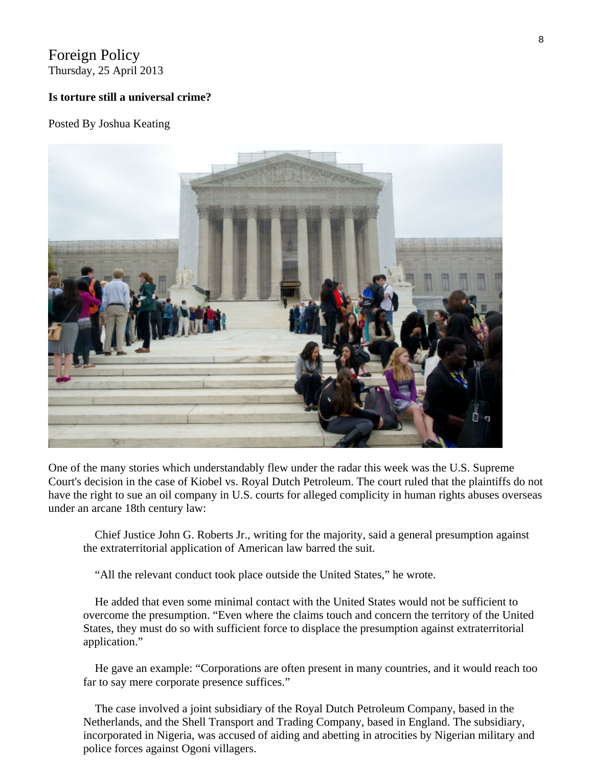Foreign Policy
Thursday, 25 April 2013

**Is torture still a universal crime?**

Posted By Joshua Keating

One of the many stories which understandably flew under the radar this week was the U.S. Supreme Court's decision in the case of Kiobel vs. Royal Dutch Petroleum. The court ruled that the plaintiffs do not have the right to sue an oil company in U.S. courts for alleged complicity in human rights abuses overseas under an arcane 18th century law:

> Chief Justice John G. Roberts Jr., writing for the majority, said a general presumption against the extraterritorial application of American law barred the suit.
>
> "All the relevant conduct took place outside the United States," he wrote.
>
> He added that even some minimal contact with the United States would not be sufficient to overcome the presumption. "Even where the claims touch and concern the territory of the United States, they must do so with sufficient force to displace the presumption against extraterritorial application."
>
> He gave an example: "Corporations are often present in many countries, and it would reach too far to say mere corporate presence suffices."
>
> The case involved a joint subsidiary of the Royal Dutch Petroleum Company, based in the Netherlands, and the Shell Transport and Trading Company, based in England. The subsidiary, incorporated in Nigeria, was accused of aiding and abetting in atrocities by Nigerian military and police forces against Ogoni villagers.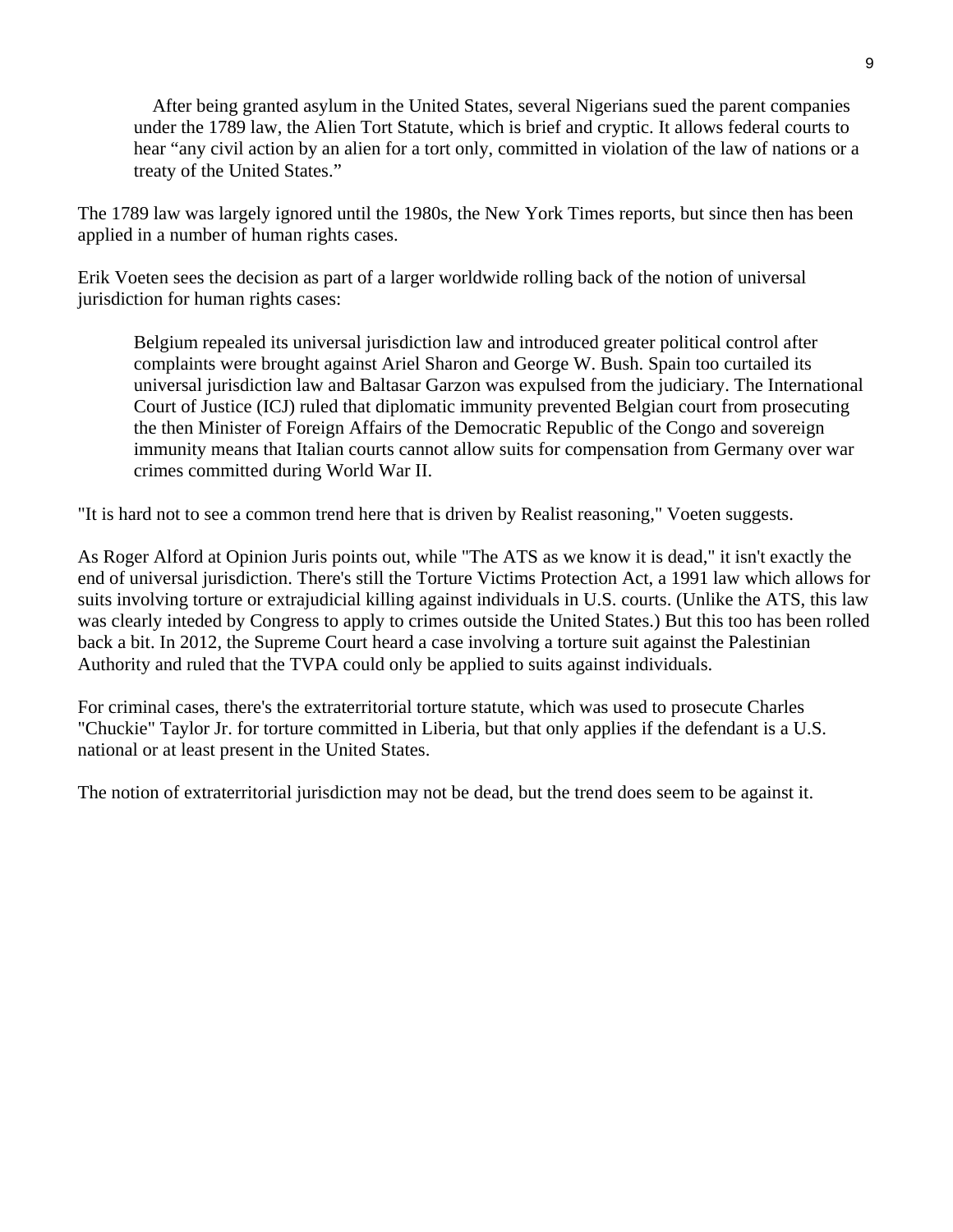> After being granted asylum in the United States, several Nigerians sued the parent companies under the 1789 law, the Alien Tort Statute, which is brief and cryptic. It allows federal courts to hear “any civil action by an alien for a tort only, committed in violation of the law of nations or a treaty of the United States.”

The 1789 law was largely ignored until the 1980s, the New York Times reports, but since then has been applied in a number of human rights cases.

Erik Voeten sees the decision as part of a larger worldwide rolling back of the notion of universal jurisdiction for human rights cases:

> Belgium repealed its universal jurisdiction law and introduced greater political control after complaints were brought against Ariel Sharon and George W. Bush. Spain too curtailed its universal jurisdiction law and Baltasar Garzon was expulsed from the judiciary. The International Court of Justice (ICJ) ruled that diplomatic immunity prevented Belgian court from prosecuting the then Minister of Foreign Affairs of the Democratic Republic of the Congo and sovereign immunity means that Italian courts cannot allow suits for compensation from Germany over war crimes committed during World War II.

"It is hard not to see a common trend here that is driven by Realist reasoning," Voeten suggests.

As Roger Alford at Opinion Juris points out, while "The ATS as we know it is dead," it isn't exactly the end of universal jurisdiction. There's still the Torture Victims Protection Act, a 1991 law which allows for suits involving torture or extrajudicial killing against individuals in U.S. courts. (Unlike the ATS, this law was clearly inteded by Congress to apply to crimes outside the United States.) But this too has been rolled back a bit. In 2012, the Supreme Court heard a case involving a torture suit against the Palestinian Authority and ruled that the TVPA could only be applied to suits against individuals.

For criminal cases, there's the extraterritorial torture statute, which was used to prosecute Charles "Chuckie" Taylor Jr. for torture committed in Liberia, but that only applies if the defendant is a U.S. national or at least present in the United States.

The notion of extraterritorial jurisdiction may not be dead, but the trend does seem to be against it.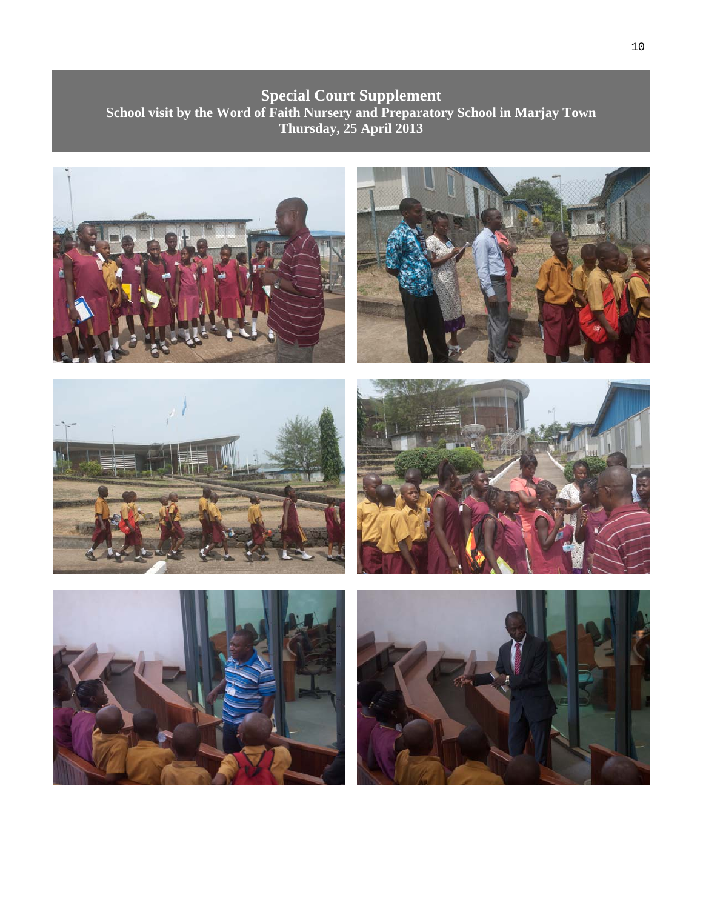# Special Court Supplement

## School visit by the Word of Faith Nursery and Preparatory School in Marjay Town

## Thursday, 25 April 2013